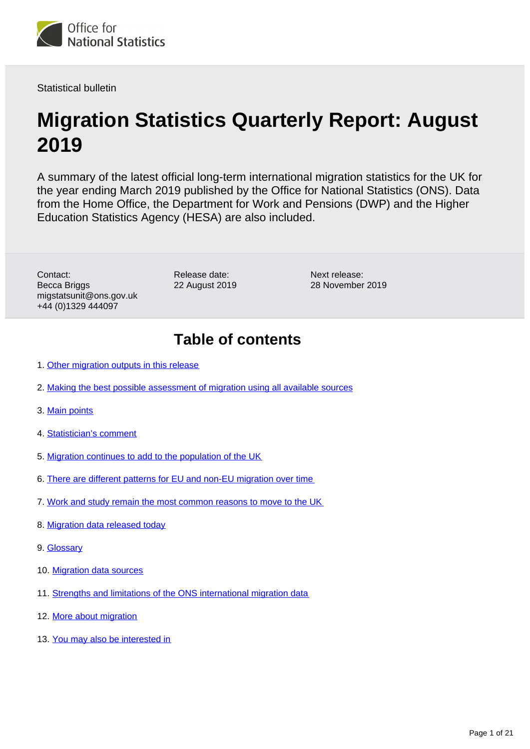Office for National Statistics

Statistical bulletin

# Migration Statistics Quarterly Report: August 2019

A summary of the latest official long-term international migration statistics for the UK for the year ending March 2019 published by the Office for National Statistics (ONS). Data from the Home Office, the Department for Work and Pensions (DWP) and the Higher Education Statistics Agency (HESA) are also included.

Contact:
Becca Briggs
migstatsunit@ons.gov.uk
+44 (0)1329 444097

Release date:
22 August 2019

Next release:
28 November 2019

## Table of contents

1. Other migration outputs in this release
2. Making the best possible assessment of migration using all available sources
3. Main points
4. Statistician's comment
5. Migration continues to add to the population of the UK
6. There are different patterns for EU and non-EU migration over time
7. Work and study remain the most common reasons to move to the UK
8. Migration data released today
9. Glossary
10. Migration data sources
11. Strengths and limitations of the ONS international migration data
12. More about migration
13. You may also be interested in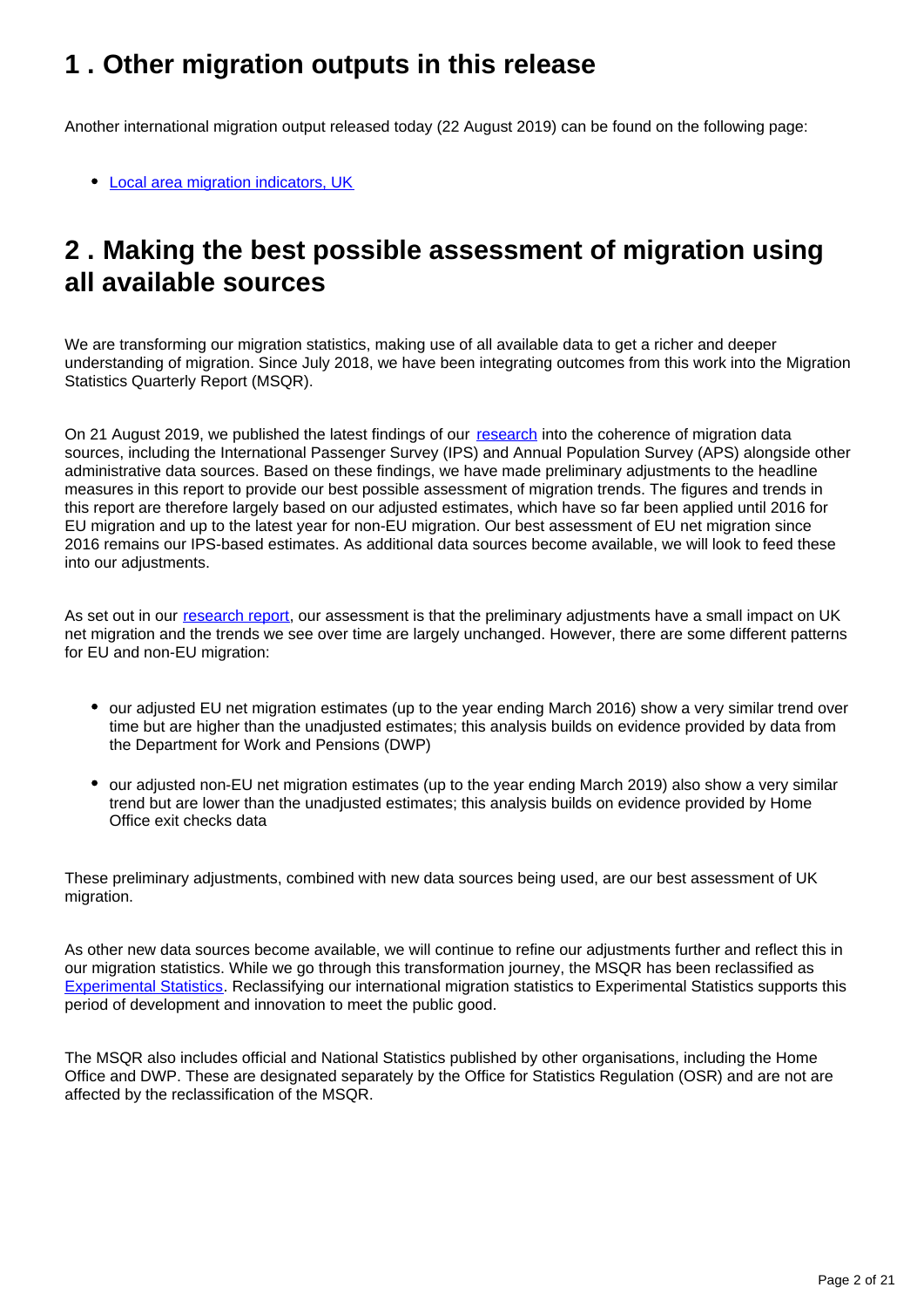## 1 . Other migration outputs in this release

Another international migration output released today (22 August 2019) can be found on the following page:

- Local area migration indicators, UK

## 2 . Making the best possible assessment of migration using all available sources

We are transforming our migration statistics, making use of all available data to get a richer and deeper understanding of migration. Since July 2018, we have been integrating outcomes from this work into the Migration Statistics Quarterly Report (MSQR).

On 21 August 2019, we published the latest findings of our research into the coherence of migration data sources, including the International Passenger Survey (IPS) and Annual Population Survey (APS) alongside other administrative data sources. Based on these findings, we have made preliminary adjustments to the headline measures in this report to provide our best possible assessment of migration trends. The figures and trends in this report are therefore largely based on our adjusted estimates, which have so far been applied until 2016 for EU migration and up to the latest year for non-EU migration. Our best assessment of EU net migration since 2016 remains our IPS-based estimates. As additional data sources become available, we will look to feed these into our adjustments.

As set out in our research report, our assessment is that the preliminary adjustments have a small impact on UK net migration and the trends we see over time are largely unchanged. However, there are some different patterns for EU and non-EU migration:

- our adjusted EU net migration estimates (up to the year ending March 2016) show a very similar trend over time but are higher than the unadjusted estimates; this analysis builds on evidence provided by data from the Department for Work and Pensions (DWP)
- our adjusted non-EU net migration estimates (up to the year ending March 2019) also show a very similar trend but are lower than the unadjusted estimates; this analysis builds on evidence provided by Home Office exit checks data

These preliminary adjustments, combined with new data sources being used, are our best assessment of UK migration.

As other new data sources become available, we will continue to refine our adjustments further and reflect this in our migration statistics. While we go through this transformation journey, the MSQR has been reclassified as Experimental Statistics. Reclassifying our international migration statistics to Experimental Statistics supports this period of development and innovation to meet the public good.

The MSQR also includes official and National Statistics published by other organisations, including the Home Office and DWP. These are designated separately by the Office for Statistics Regulation (OSR) and are not are affected by the reclassification of the MSQR.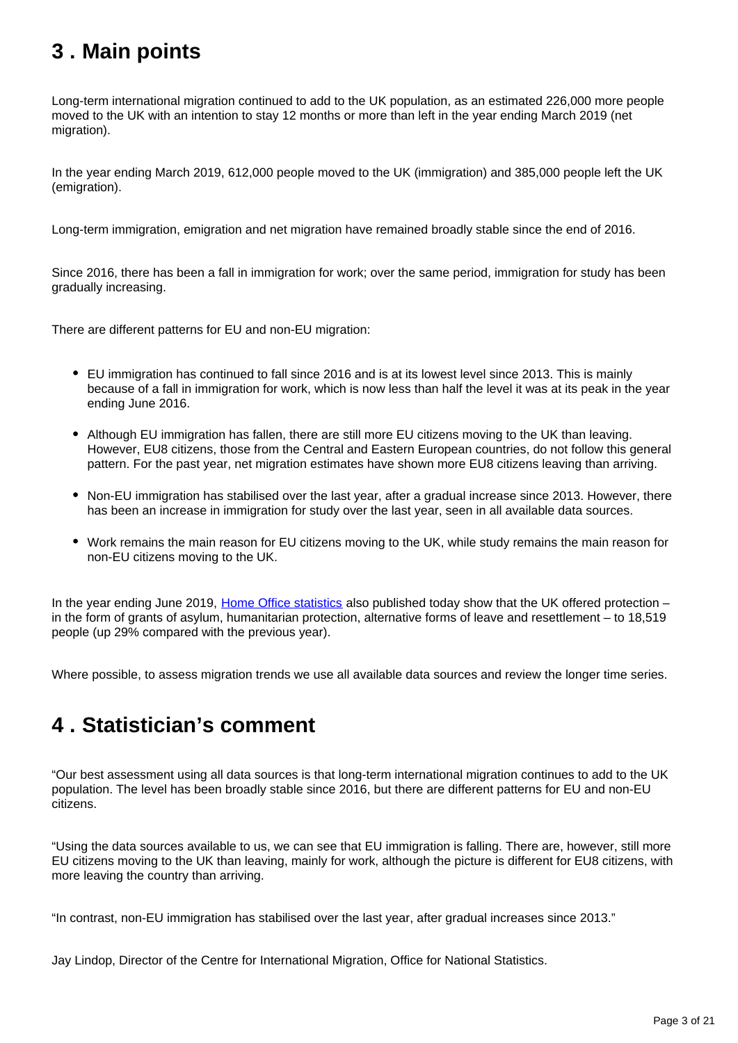## 3 . Main points

Long-term international migration continued to add to the UK population, as an estimated 226,000 more people moved to the UK with an intention to stay 12 months or more than left in the year ending March 2019 (net migration).

In the year ending March 2019, 612,000 people moved to the UK (immigration) and 385,000 people left the UK (emigration).

Long-term immigration, emigration and net migration have remained broadly stable since the end of 2016.

Since 2016, there has been a fall in immigration for work; over the same period, immigration for study has been gradually increasing.

There are different patterns for EU and non-EU migration:

- EU immigration has continued to fall since 2016 and is at its lowest level since 2013. This is mainly because of a fall in immigration for work, which is now less than half the level it was at its peak in the year ending June 2016.
- Although EU immigration has fallen, there are still more EU citizens moving to the UK than leaving. However, EU8 citizens, those from the Central and Eastern European countries, do not follow this general pattern. For the past year, net migration estimates have shown more EU8 citizens leaving than arriving.
- Non-EU immigration has stabilised over the last year, after a gradual increase since 2013. However, there has been an increase in immigration for study over the last year, seen in all available data sources.
- Work remains the main reason for EU citizens moving to the UK, while study remains the main reason for non-EU citizens moving to the UK.

In the year ending June 2019, [Home Office statistics](#) also published today show that the UK offered protection – in the form of grants of asylum, humanitarian protection, alternative forms of leave and resettlement – to 18,519 people (up 29% compared with the previous year).

Where possible, to assess migration trends we use all available data sources and review the longer time series.

## 4 . Statistician's comment

"Our best assessment using all data sources is that long-term international migration continues to add to the UK population. The level has been broadly stable since 2016, but there are different patterns for EU and non-EU citizens.

"Using the data sources available to us, we can see that EU immigration is falling. There are, however, still more EU citizens moving to the UK than leaving, mainly for work, although the picture is different for EU8 citizens, with more leaving the country than arriving.

"In contrast, non-EU immigration has stabilised over the last year, after gradual increases since 2013."

Jay Lindop, Director of the Centre for International Migration, Office for National Statistics.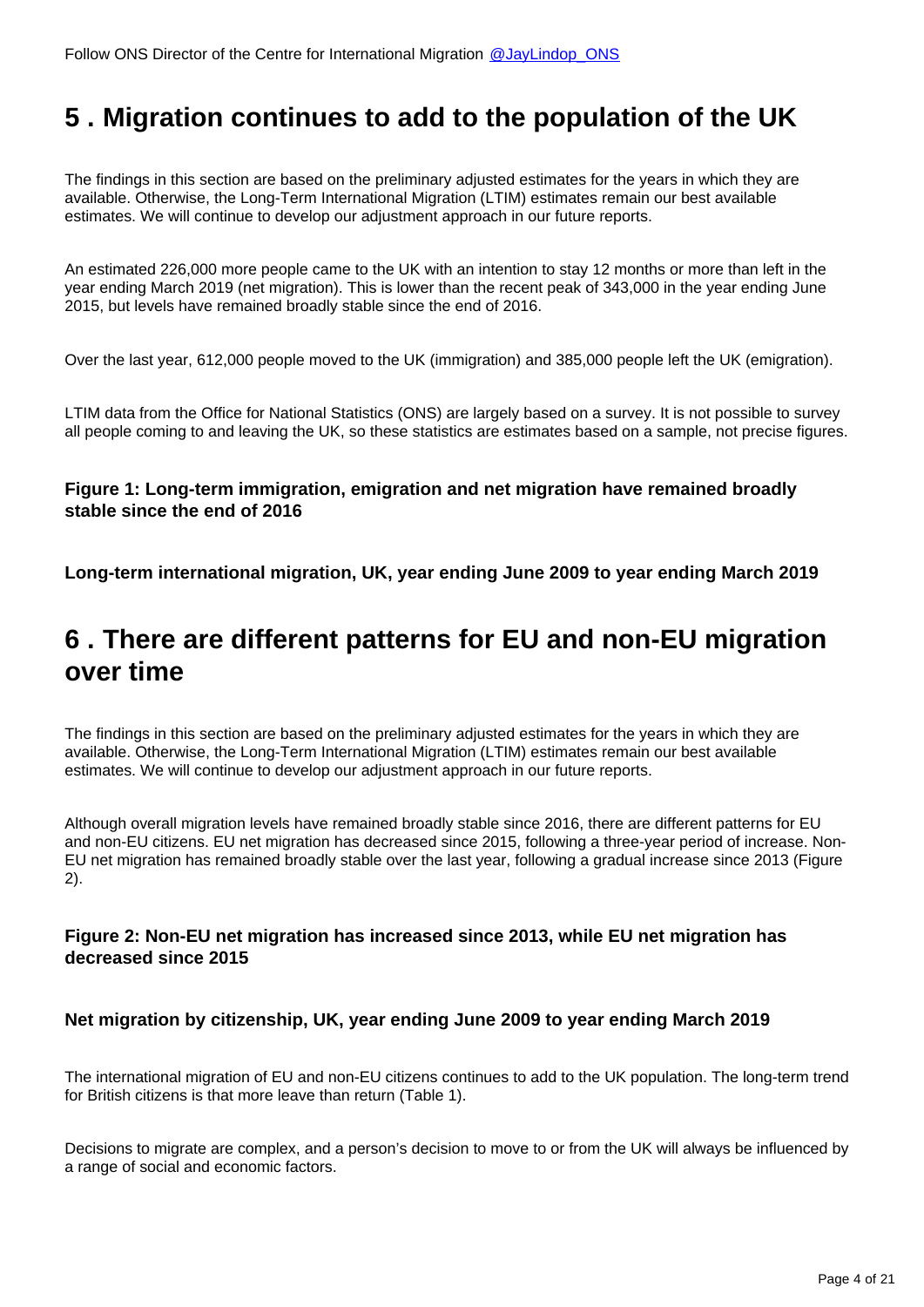Follow ONS Director of the Centre for International Migration @JayLindop_ONS

## 5 . Migration continues to add to the population of the UK

The findings in this section are based on the preliminary adjusted estimates for the years in which they are available. Otherwise, the Long-Term International Migration (LTIM) estimates remain our best available estimates. We will continue to develop our adjustment approach in our future reports.

An estimated 226,000 more people came to the UK with an intention to stay 12 months or more than left in the year ending March 2019 (net migration). This is lower than the recent peak of 343,000 in the year ending June 2015, but levels have remained broadly stable since the end of 2016.

Over the last year, 612,000 people moved to the UK (immigration) and 385,000 people left the UK (emigration).

LTIM data from the Office for National Statistics (ONS) are largely based on a survey. It is not possible to survey all people coming to and leaving the UK, so these statistics are estimates based on a sample, not precise figures.

**Figure 1: Long-term immigration, emigration and net migration have remained broadly stable since the end of 2016**

**Long-term international migration, UK, year ending June 2009 to year ending March 2019**

## 6 . There are different patterns for EU and non-EU migration over time

The findings in this section are based on the preliminary adjusted estimates for the years in which they are available. Otherwise, the Long-Term International Migration (LTIM) estimates remain our best available estimates. We will continue to develop our adjustment approach in our future reports.

Although overall migration levels have remained broadly stable since 2016, there are different patterns for EU and non-EU citizens. EU net migration has decreased since 2015, following a three-year period of increase. Non-EU net migration has remained broadly stable over the last year, following a gradual increase since 2013 (Figure 2).

**Figure 2: Non-EU net migration has increased since 2013, while EU net migration has decreased since 2015**

**Net migration by citizenship, UK, year ending June 2009 to year ending March 2019**

The international migration of EU and non-EU citizens continues to add to the UK population. The long-term trend for British citizens is that more leave than return (Table 1).

Decisions to migrate are complex, and a person's decision to move to or from the UK will always be influenced by a range of social and economic factors.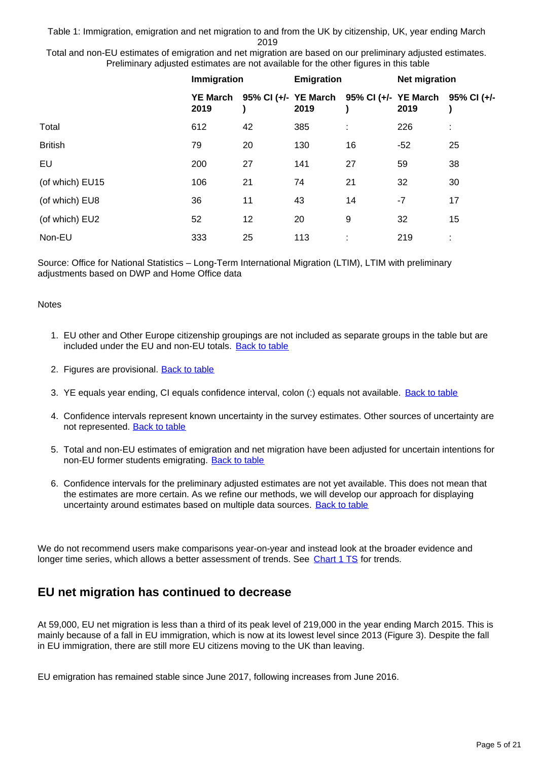Table 1: Immigration, emigration and net migration to and from the UK by citizenship, UK, year ending March 2019

Total and non-EU estimates of emigration and net migration are based on our preliminary adjusted estimates. Preliminary adjusted estimates are not available for the other figures in this table

| | Immigration | | Emigration | | Net migration | |
|---|---|---|---|---|---|---|
| | YE March 2019 | 95% CI (+/- ) | YE March 2019 | 95% CI (+/- ) | YE March 2019 | 95% CI (+/- ) |
| Total | 612 | 42 | 385 | : | 226 | : |
| British | 79 | 20 | 130 | 16 | -52 | 25 |
| EU | 200 | 27 | 141 | 27 | 59 | 38 |
| (of which) EU15 | 106 | 21 | 74 | 21 | 32 | 30 |
| (of which) EU8 | 36 | 11 | 43 | 14 | -7 | 17 |
| (of which) EU2 | 52 | 12 | 20 | 9 | 32 | 15 |
| Non-EU | 333 | 25 | 113 | : | 219 | : |

Source: Office for National Statistics – Long-Term International Migration (LTIM), LTIM with preliminary adjustments based on DWP and Home Office data

Notes

1. EU other and Other Europe citizenship groupings are not included as separate groups in the table but are included under the EU and non-EU totals. Back to table
2. Figures are provisional. Back to table
3. YE equals year ending, CI equals confidence interval, colon (:) equals not available. Back to table
4. Confidence intervals represent known uncertainty in the survey estimates. Other sources of uncertainty are not represented. Back to table
5. Total and non-EU estimates of emigration and net migration have been adjusted for uncertain intentions for non-EU former students emigrating. Back to table
6. Confidence intervals for the preliminary adjusted estimates are not yet available. This does not mean that the estimates are more certain. As we refine our methods, we will develop our approach for displaying uncertainty around estimates based on multiple data sources. Back to table

We do not recommend users make comparisons year-on-year and instead look at the broader evidence and longer time series, which allows a better assessment of trends. See Chart 1 TS for trends.

## EU net migration has continued to decrease

At 59,000, EU net migration is less than a third of its peak level of 219,000 in the year ending March 2015. This is mainly because of a fall in EU immigration, which is now at its lowest level since 2013 (Figure 3). Despite the fall in EU immigration, there are still more EU citizens moving to the UK than leaving.

EU emigration has remained stable since June 2017, following increases from June 2016.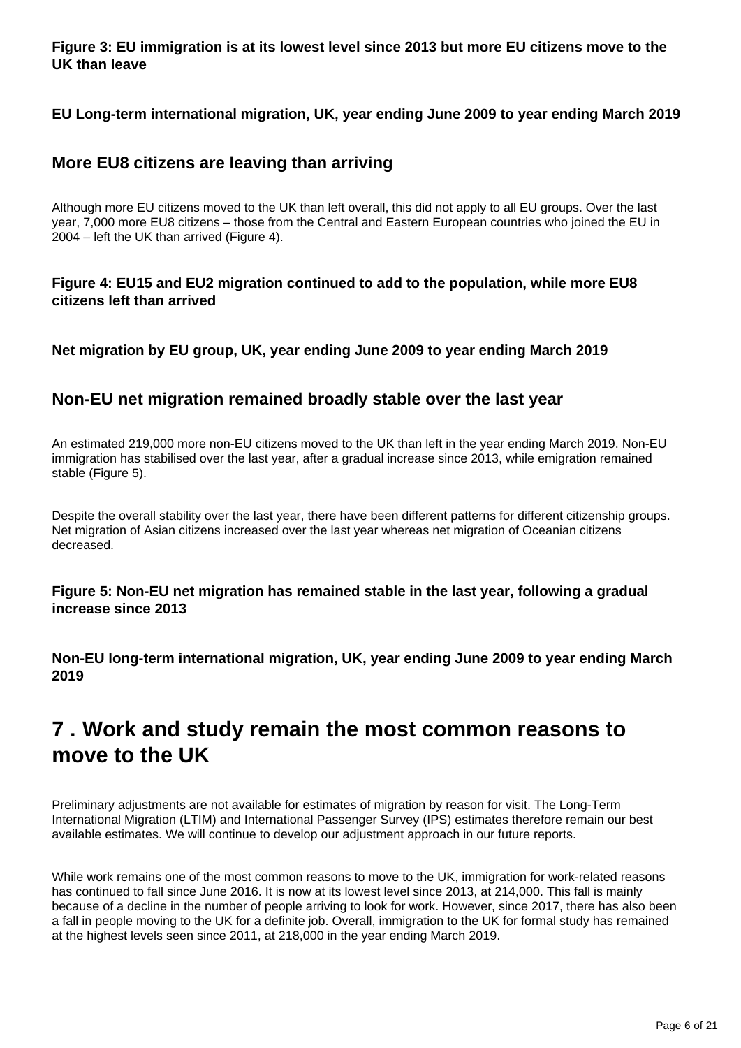**Figure 3: EU immigration is at its lowest level since 2013 but more EU citizens move to the UK than leave**

**EU Long-term international migration, UK, year ending June 2009 to year ending March 2019**

## More EU8 citizens are leaving than arriving

Although more EU citizens moved to the UK than left overall, this did not apply to all EU groups. Over the last year, 7,000 more EU8 citizens – those from the Central and Eastern European countries who joined the EU in 2004 – left the UK than arrived (Figure 4).

**Figure 4: EU15 and EU2 migration continued to add to the population, while more EU8 citizens left than arrived**

**Net migration by EU group, UK, year ending June 2009 to year ending March 2019**

## Non-EU net migration remained broadly stable over the last year

An estimated 219,000 more non-EU citizens moved to the UK than left in the year ending March 2019. Non-EU immigration has stabilised over the last year, after a gradual increase since 2013, while emigration remained stable (Figure 5).

Despite the overall stability over the last year, there have been different patterns for different citizenship groups. Net migration of Asian citizens increased over the last year whereas net migration of Oceanian citizens decreased.

**Figure 5: Non-EU net migration has remained stable in the last year, following a gradual increase since 2013**

**Non-EU long-term international migration, UK, year ending June 2009 to year ending March 2019**

# 7 . Work and study remain the most common reasons to move to the UK

Preliminary adjustments are not available for estimates of migration by reason for visit. The Long-Term International Migration (LTIM) and International Passenger Survey (IPS) estimates therefore remain our best available estimates. We will continue to develop our adjustment approach in our future reports.

While work remains one of the most common reasons to move to the UK, immigration for work-related reasons has continued to fall since June 2016. It is now at its lowest level since 2013, at 214,000. This fall is mainly because of a decline in the number of people arriving to look for work. However, since 2017, there has also been a fall in people moving to the UK for a definite job. Overall, immigration to the UK for formal study has remained at the highest levels seen since 2011, at 218,000 in the year ending March 2019.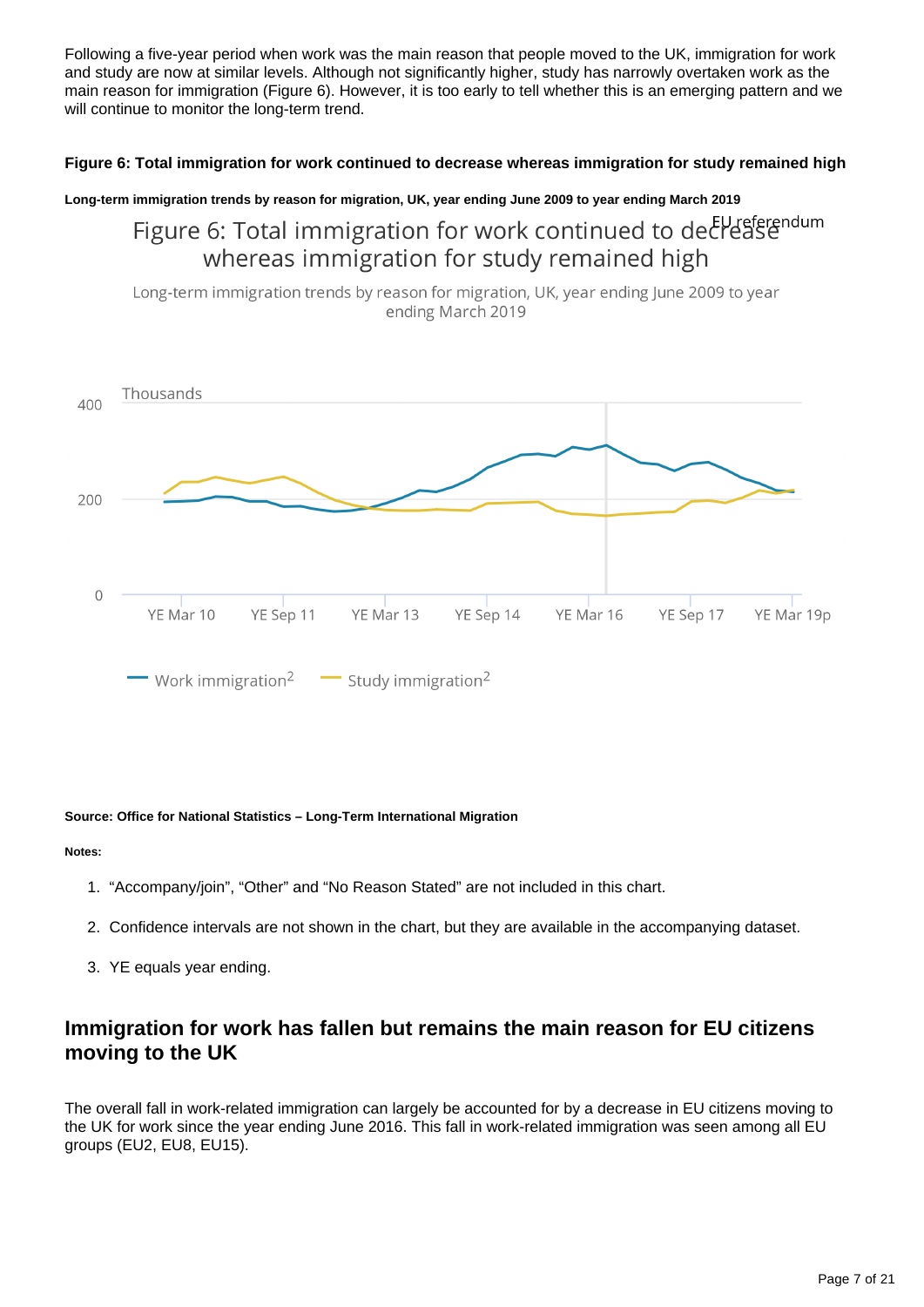Following a five-year period when work was the main reason that people moved to the UK, immigration for work and study are now at similar levels. Although not significantly higher, study has narrowly overtaken work as the main reason for immigration (Figure 6). However, it is too early to tell whether this is an emerging pattern and we will continue to monitor the long-term trend.

**Figure 6: Total immigration for work continued to decrease whereas immigration for study remained high**

**Long-term immigration trends by reason for migration, UK, year ending June 2009 to year ending March 2019**

**Source: Office for National Statistics – Long-Term International Migration**

**Notes:**

1. "Accompany/join", "Other" and "No Reason Stated" are not included in this chart.
2. Confidence intervals are not shown in the chart, but they are available in the accompanying dataset.
3. YE equals year ending.

## Immigration for work has fallen but remains the main reason for EU citizens moving to the UK

The overall fall in work-related immigration can largely be accounted for by a decrease in EU citizens moving to the UK for work since the year ending June 2016. This fall in work-related immigration was seen among all EU groups (EU2, EU8, EU15).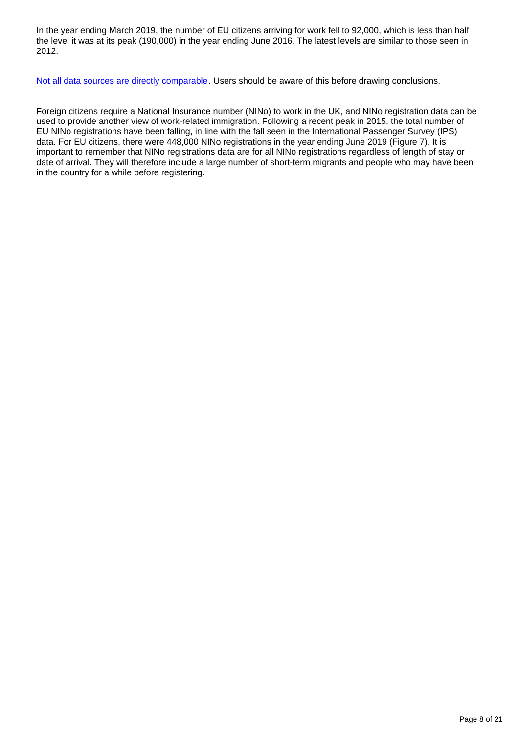In the year ending March 2019, the number of EU citizens arriving for work fell to 92,000, which is less than half the level it was at its peak (190,000) in the year ending June 2016. The latest levels are similar to those seen in 2012.

Not all data sources are directly comparable. Users should be aware of this before drawing conclusions.

Foreign citizens require a National Insurance number (NINo) to work in the UK, and NINo registration data can be used to provide another view of work-related immigration. Following a recent peak in 2015, the total number of EU NINo registrations have been falling, in line with the fall seen in the International Passenger Survey (IPS) data. For EU citizens, there were 448,000 NINo registrations in the year ending June 2019 (Figure 7). It is important to remember that NINo registrations data are for all NINo registrations regardless of length of stay or date of arrival. They will therefore include a large number of short-term migrants and people who may have been in the country for a while before registering.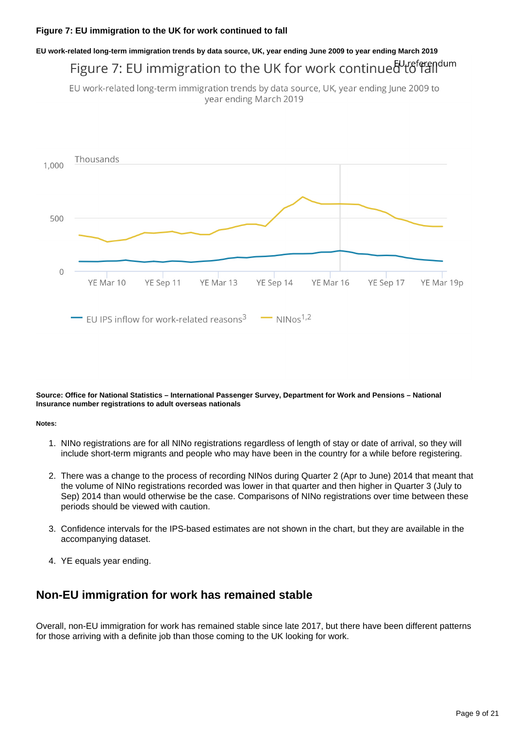**Figure 7: EU immigration to the UK for work continued to fall**

**EU work-related long-term immigration trends by data source, UK, year ending June 2009 to year ending March 2019**

Figure 7: EU immigration to the UK for work continued to fall

EU work-related long-term immigration trends by data source, UK, year ending June 2009 to year ending March 2019

EU referendum

Thousands

1,000

500

0

YE Mar 10 YE Sep 11 YE Mar 13 YE Sep 14 YE Mar 16 YE Sep 17 YE Mar 19p

EU IPS inflow for work-related reasons[3] NINos[1,2]

**Source: Office for National Statistics – International Passenger Survey, Department for Work and Pensions – National Insurance number registrations to adult overseas nationals**

**Notes:**

1. NINo registrations are for all NINo registrations regardless of length of stay or date of arrival, so they will include short-term migrants and people who may have been in the country for a while before registering.

2. There was a change to the process of recording NINos during Quarter 2 (Apr to June) 2014 that meant that the volume of NINo registrations recorded was lower in that quarter and then higher in Quarter 3 (July to Sep) 2014 than would otherwise be the case. Comparisons of NINo registrations over time between these periods should be viewed with caution.

3. Confidence intervals for the IPS-based estimates are not shown in the chart, but they are available in the accompanying dataset.

4. YE equals year ending.

## Non-EU immigration for work has remained stable

Overall, non-EU immigration for work has remained stable since late 2017, but there have been different patterns for those arriving with a definite job than those coming to the UK looking for work.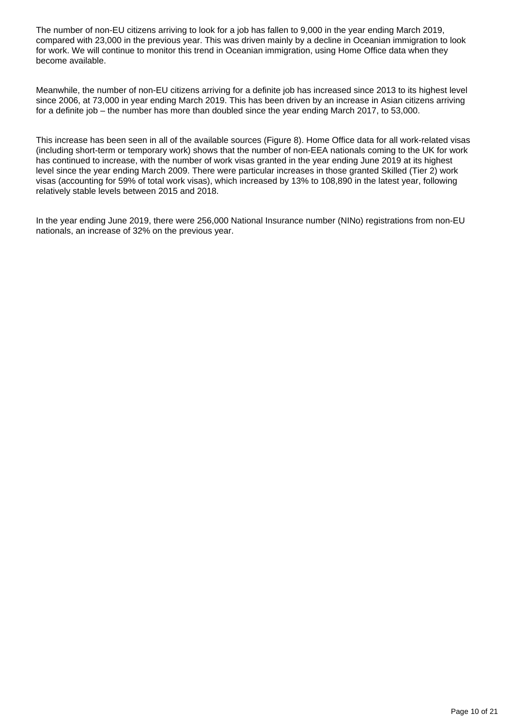The number of non-EU citizens arriving to look for a job has fallen to 9,000 in the year ending March 2019, compared with 23,000 in the previous year. This was driven mainly by a decline in Oceanian immigration to look for work. We will continue to monitor this trend in Oceanian immigration, using Home Office data when they become available.

Meanwhile, the number of non-EU citizens arriving for a definite job has increased since 2013 to its highest level since 2006, at 73,000 in year ending March 2019. This has been driven by an increase in Asian citizens arriving for a definite job – the number has more than doubled since the year ending March 2017, to 53,000.

This increase has been seen in all of the available sources (Figure 8). Home Office data for all work-related visas (including short-term or temporary work) shows that the number of non-EEA nationals coming to the UK for work has continued to increase, with the number of work visas granted in the year ending June 2019 at its highest level since the year ending March 2009. There were particular increases in those granted Skilled (Tier 2) work visas (accounting for 59% of total work visas), which increased by 13% to 108,890 in the latest year, following relatively stable levels between 2015 and 2018.

In the year ending June 2019, there were 256,000 National Insurance number (NINo) registrations from non-EU nationals, an increase of 32% on the previous year.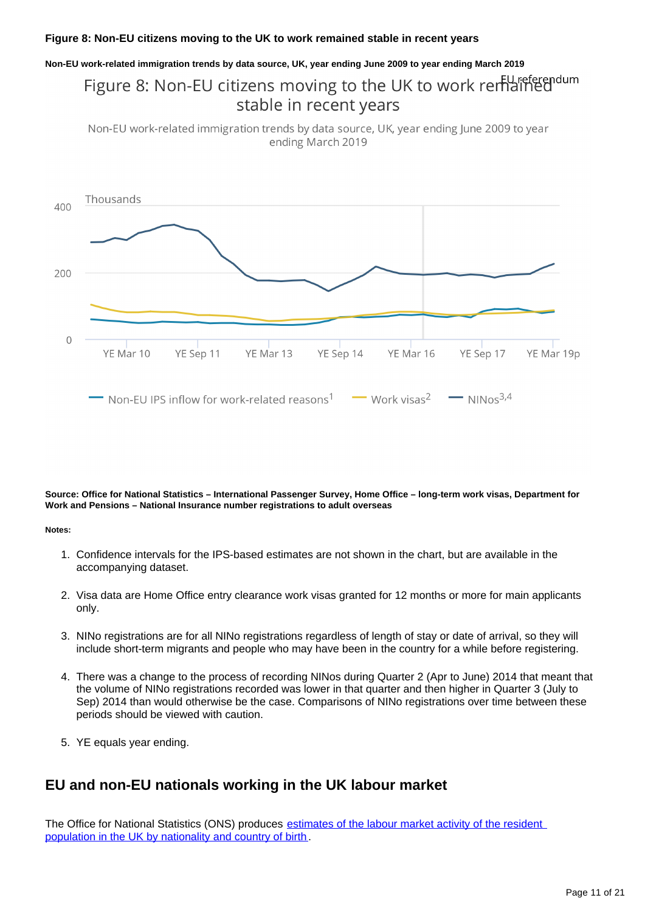**Figure 8: Non-EU citizens moving to the UK to work remained stable in recent years**

**Non-EU work-related immigration trends by data source, UK, year ending June 2009 to year ending March 2019**

Figure 8: Non-EU citizens moving to the UK to work remained stable in recent years

Non-EU work-related immigration trends by data source, UK, year ending June 2009 to year ending March 2019

EU referendum

Thousands

400

200

0

YE Mar 10 | YE Sep 11 | YE Mar 13 | YE Sep 14 | YE Mar 16 | YE Sep 17 | YE Mar 19p

Non-EU IPS inflow for work-related reasons[1] | Work visas[2] | NINos[3,4]

**Source: Office for National Statistics – International Passenger Survey, Home Office – long-term work visas, Department for Work and Pensions – National Insurance number registrations to adult overseas**

**Notes:**

1. Confidence intervals for the IPS-based estimates are not shown in the chart, but are available in the accompanying dataset.
2. Visa data are Home Office entry clearance work visas granted for 12 months or more for main applicants only.
3. NINo registrations are for all NINo registrations regardless of length of stay or date of arrival, so they will include short-term migrants and people who may have been in the country for a while before registering.
4. There was a change to the process of recording NINos during Quarter 2 (Apr to June) 2014 that meant that the volume of NINo registrations recorded was lower in that quarter and then higher in Quarter 3 (July to Sep) 2014 than would otherwise be the case. Comparisons of NINo registrations over time between these periods should be viewed with caution.
5. YE equals year ending.

## EU and non-EU nationals working in the UK labour market

The Office for National Statistics (ONS) produces [estimates of the labour market activity of the resident population in the UK by nationality and country of birth](#).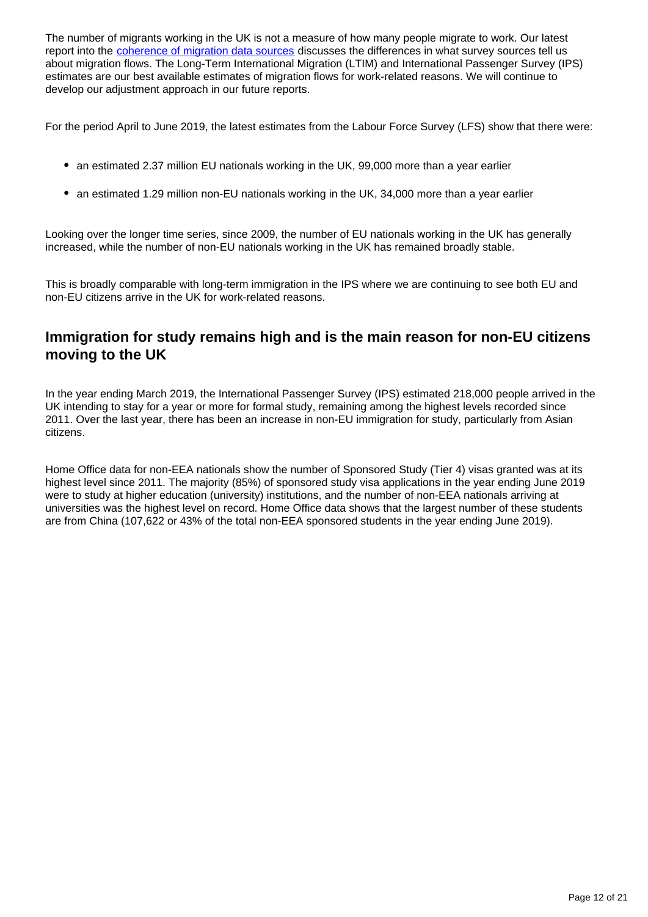The number of migrants working in the UK is not a measure of how many people migrate to work. Our latest report into the [coherence of migration data sources](coherence of migration data sources) discusses the differences in what survey sources tell us about migration flows. The Long-Term International Migration (LTIM) and International Passenger Survey (IPS) estimates are our best available estimates of migration flows for work-related reasons. We will continue to develop our adjustment approach in our future reports.

For the period April to June 2019, the latest estimates from the Labour Force Survey (LFS) show that there were:

- an estimated 2.37 million EU nationals working in the UK, 99,000 more than a year earlier
- an estimated 1.29 million non-EU nationals working in the UK, 34,000 more than a year earlier

Looking over the longer time series, since 2009, the number of EU nationals working in the UK has generally increased, while the number of non-EU nationals working in the UK has remained broadly stable.

This is broadly comparable with long-term immigration in the IPS where we are continuing to see both EU and non-EU citizens arrive in the UK for work-related reasons.

## Immigration for study remains high and is the main reason for non-EU citizens moving to the UK

In the year ending March 2019, the International Passenger Survey (IPS) estimated 218,000 people arrived in the UK intending to stay for a year or more for formal study, remaining among the highest levels recorded since 2011. Over the last year, there has been an increase in non-EU immigration for study, particularly from Asian citizens.

Home Office data for non-EEA nationals show the number of Sponsored Study (Tier 4) visas granted was at its highest level since 2011. The majority (85%) of sponsored study visa applications in the year ending June 2019 were to study at higher education (university) institutions, and the number of non-EEA nationals arriving at universities was the highest level on record. Home Office data shows that the largest number of these students are from China (107,622 or 43% of the total non-EEA sponsored students in the year ending June 2019).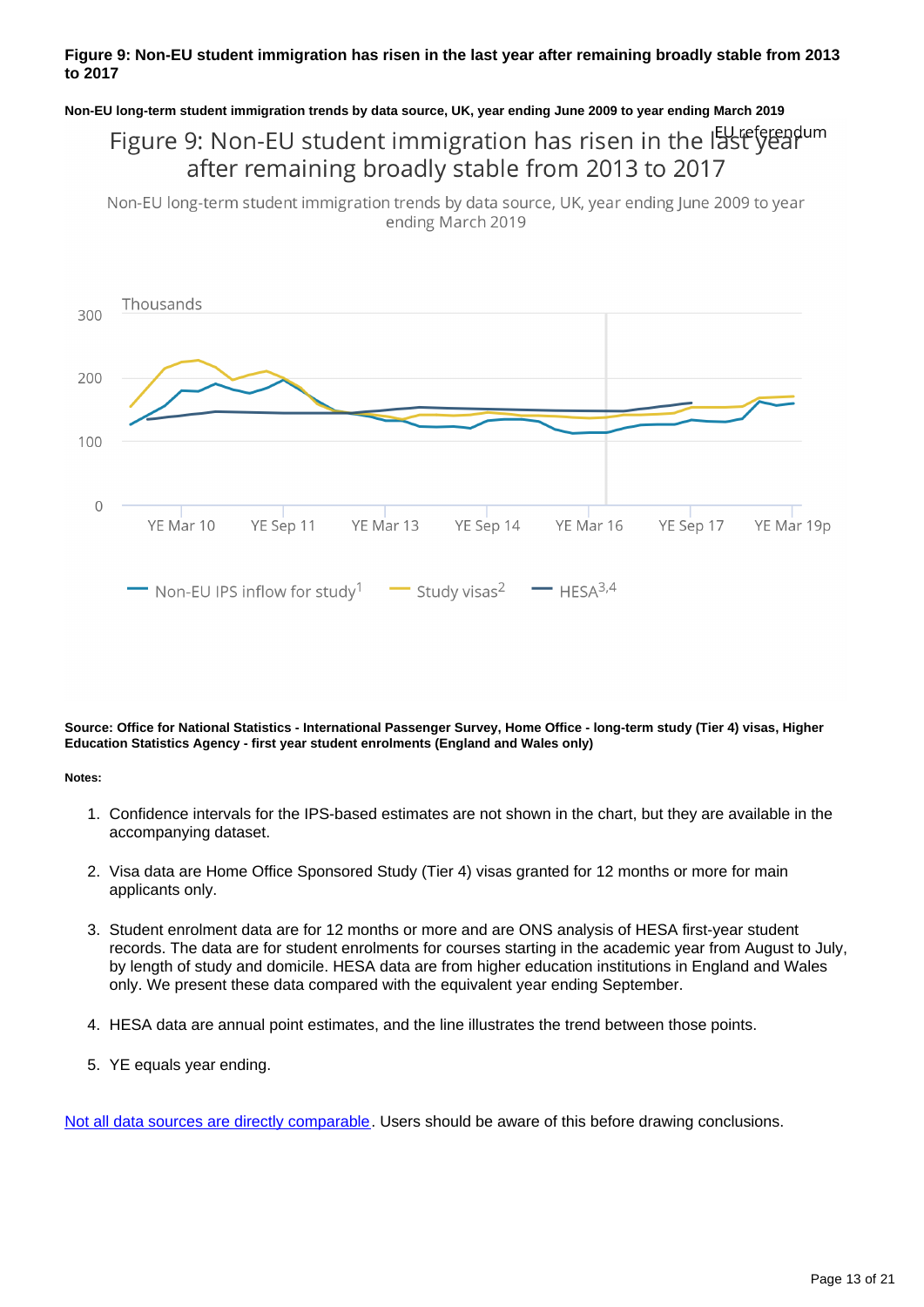**Figure 9: Non-EU student immigration has risen in the last year after remaining broadly stable from 2013 to 2017**

**Non-EU long-term student immigration trends by data source, UK, year ending June 2009 to year ending March 2019**

**Source: Office for National Statistics - International Passenger Survey, Home Office - long-term study (Tier 4) visas, Higher Education Statistics Agency - first year student enrolments (England and Wales only)**

**Notes:**

1. Confidence intervals for the IPS-based estimates are not shown in the chart, but they are available in the accompanying dataset.

2. Visa data are Home Office Sponsored Study (Tier 4) visas granted for 12 months or more for main applicants only.

3. Student enrolment data are for 12 months or more and are ONS analysis of HESA first-year student records. The data are for student enrolments for courses starting in the academic year from August to July, by length of study and domicile. HESA data are from higher education institutions in England and Wales only. We present these data compared with the equivalent year ending September.

4. HESA data are annual point estimates, and the line illustrates the trend between those points.

5. YE equals year ending.

Not all data sources are directly comparable. Users should be aware of this before drawing conclusions.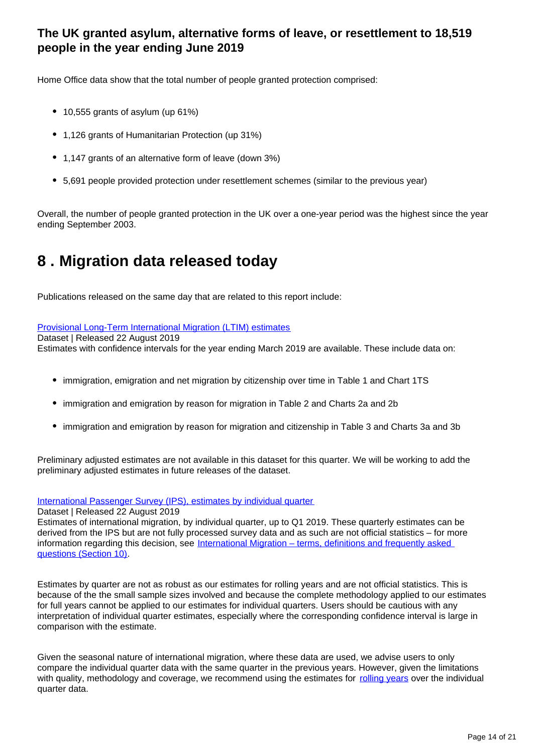### The UK granted asylum, alternative forms of leave, or resettlement to 18,519 people in the year ending June 2019

Home Office data show that the total number of people granted protection comprised:

- 10,555 grants of asylum (up 61%)
- 1,126 grants of Humanitarian Protection (up 31%)
- 1,147 grants of an alternative form of leave (down 3%)
- 5,691 people provided protection under resettlement schemes (similar to the previous year)

Overall, the number of people granted protection in the UK over a one-year period was the highest since the year ending September 2003.

## 8 . Migration data released today

Publications released on the same day that are related to this report include:

[Provisional Long-Term International Migration (LTIM) estimates](#)
Dataset | Released 22 August 2019
Estimates with confidence intervals for the year ending March 2019 are available. These include data on:

- immigration, emigration and net migration by citizenship over time in Table 1 and Chart 1TS
- immigration and emigration by reason for migration in Table 2 and Charts 2a and 2b
- immigration and emigration by reason for migration and citizenship in Table 3 and Charts 3a and 3b

Preliminary adjusted estimates are not available in this dataset for this quarter. We will be working to add the preliminary adjusted estimates in future releases of the dataset.

[International Passenger Survey (IPS), estimates by individual quarter](#)
Dataset | Released 22 August 2019
Estimates of international migration, by individual quarter, up to Q1 2019. These quarterly estimates can be derived from the IPS but are not fully processed survey data and as such are not official statistics – for more information regarding this decision, see [International Migration – terms, definitions and frequently asked questions (Section 10)](#).

Estimates by quarter are not as robust as our estimates for rolling years and are not official statistics. This is because of the the small sample sizes involved and because the complete methodology applied to our estimates for full years cannot be applied to our estimates for individual quarters. Users should be cautious with any interpretation of individual quarter estimates, especially where the corresponding confidence interval is large in comparison with the estimate.

Given the seasonal nature of international migration, where these data are used, we advise users to only compare the individual quarter data with the same quarter in the previous years. However, given the limitations with quality, methodology and coverage, we recommend using the estimates for [rolling years](#) over the individual quarter data.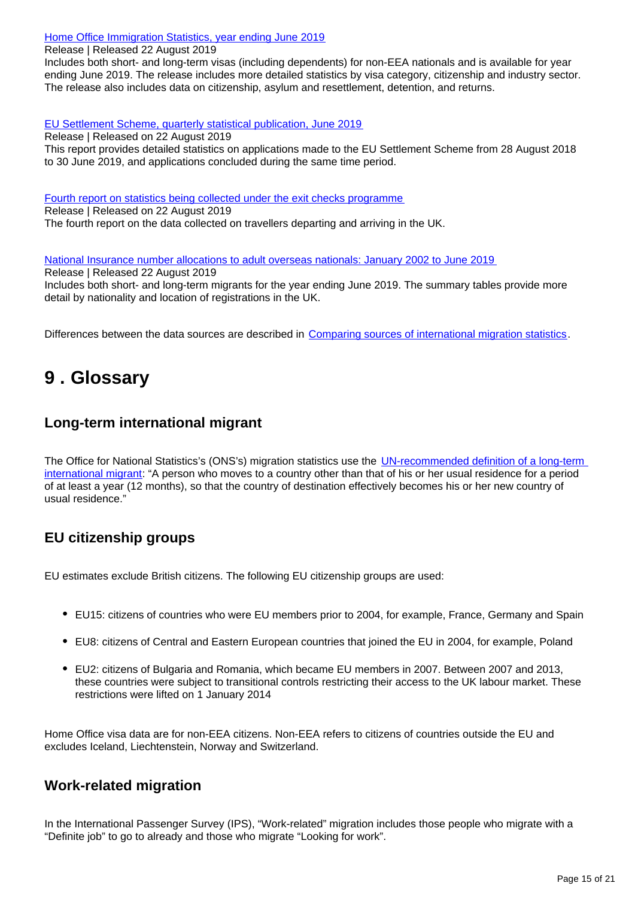[Home Office Immigration Statistics, year ending June 2019](#)
Release | Released 22 August 2019
Includes both short- and long-term visas (including dependents) for non-EEA nationals and is available for year ending June 2019. The release includes more detailed statistics by visa category, citizenship and industry sector. The release also includes data on citizenship, asylum and resettlement, detention, and returns.

[EU Settlement Scheme, quarterly statistical publication, June 2019](#)
Release | Released on 22 August 2019
This report provides detailed statistics on applications made to the EU Settlement Scheme from 28 August 2018 to 30 June 2019, and applications concluded during the same time period.

[Fourth report on statistics being collected under the exit checks programme](#)
Release | Released on 22 August 2019
The fourth report on the data collected on travellers departing and arriving in the UK.

[National Insurance number allocations to adult overseas nationals: January 2002 to June 2019](#)
Release | Released 22 August 2019
Includes both short- and long-term migrants for the year ending June 2019. The summary tables provide more detail by nationality and location of registrations in the UK.

Differences between the data sources are described in [Comparing sources of international migration statistics](#).

## 9 . Glossary

### Long-term international migrant

The Office for National Statistics's (ONS's) migration statistics use the [UN-recommended definition of a long-term international migrant](#): "A person who moves to a country other than that of his or her usual residence for a period of at least a year (12 months), so that the country of destination effectively becomes his or her new country of usual residence."

### EU citizenship groups

EU estimates exclude British citizens. The following EU citizenship groups are used:

- EU15: citizens of countries who were EU members prior to 2004, for example, France, Germany and Spain
- EU8: citizens of Central and Eastern European countries that joined the EU in 2004, for example, Poland
- EU2: citizens of Bulgaria and Romania, which became EU members in 2007. Between 2007 and 2013, these countries were subject to transitional controls restricting their access to the UK labour market. These restrictions were lifted on 1 January 2014

Home Office visa data are for non-EEA citizens. Non-EEA refers to citizens of countries outside the EU and excludes Iceland, Liechtenstein, Norway and Switzerland.

### Work-related migration

In the International Passenger Survey (IPS), "Work-related" migration includes those people who migrate with a "Definite job" to go to already and those who migrate "Looking for work".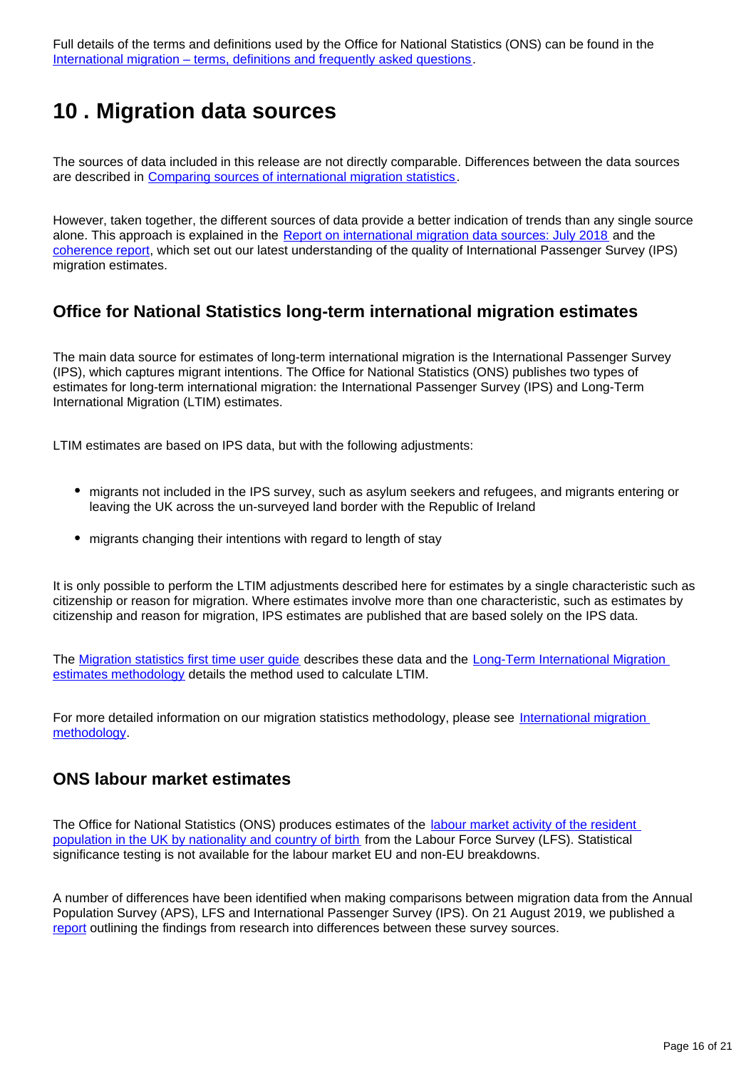Full details of the terms and definitions used by the Office for National Statistics (ONS) can be found in the International migration – terms, definitions and frequently asked questions.

## 10 . Migration data sources

The sources of data included in this release are not directly comparable. Differences between the data sources are described in Comparing sources of international migration statistics.

However, taken together, the different sources of data provide a better indication of trends than any single source alone. This approach is explained in the Report on international migration data sources: July 2018 and the coherence report, which set out our latest understanding of the quality of International Passenger Survey (IPS) migration estimates.

### Office for National Statistics long-term international migration estimates

The main data source for estimates of long-term international migration is the International Passenger Survey (IPS), which captures migrant intentions. The Office for National Statistics (ONS) publishes two types of estimates for long-term international migration: the International Passenger Survey (IPS) and Long-Term International Migration (LTIM) estimates.

LTIM estimates are based on IPS data, but with the following adjustments:

- migrants not included in the IPS survey, such as asylum seekers and refugees, and migrants entering or leaving the UK across the un-surveyed land border with the Republic of Ireland
- migrants changing their intentions with regard to length of stay

It is only possible to perform the LTIM adjustments described here for estimates by a single characteristic such as citizenship or reason for migration. Where estimates involve more than one characteristic, such as estimates by citizenship and reason for migration, IPS estimates are published that are based solely on the IPS data.

The Migration statistics first time user guide describes these data and the Long-Term International Migration estimates methodology details the method used to calculate LTIM.

For more detailed information on our migration statistics methodology, please see International migration methodology.

### ONS labour market estimates

The Office for National Statistics (ONS) produces estimates of the labour market activity of the resident population in the UK by nationality and country of birth from the Labour Force Survey (LFS). Statistical significance testing is not available for the labour market EU and non-EU breakdowns.

A number of differences have been identified when making comparisons between migration data from the Annual Population Survey (APS), LFS and International Passenger Survey (IPS). On 21 August 2019, we published a report outlining the findings from research into differences between these survey sources.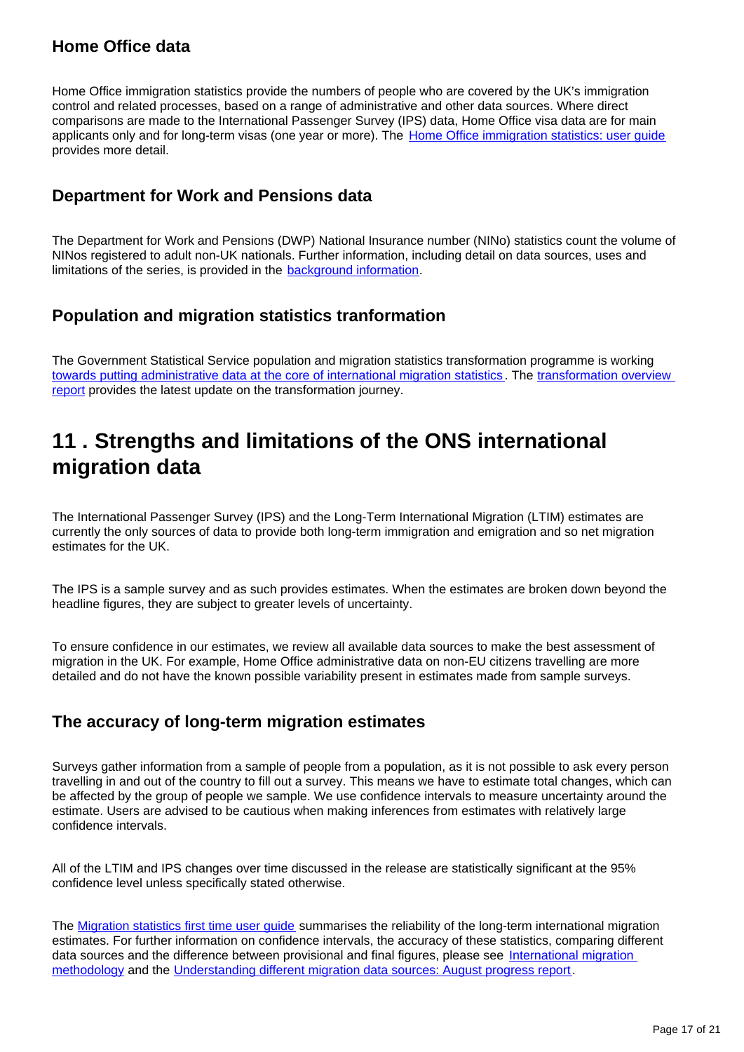### Home Office data

Home Office immigration statistics provide the numbers of people who are covered by the UK's immigration control and related processes, based on a range of administrative and other data sources. Where direct comparisons are made to the International Passenger Survey (IPS) data, Home Office visa data are for main applicants only and for long-term visas (one year or more). The [Home Office immigration statistics: user guide](#) provides more detail.

### Department for Work and Pensions data

The Department for Work and Pensions (DWP) National Insurance number (NINo) statistics count the volume of NINos registered to adult non-UK nationals. Further information, including detail on data sources, uses and limitations of the series, is provided in the [background information](#).

### Population and migration statistics tranformation

The Government Statistical Service population and migration statistics transformation programme is working [towards putting administrative data at the core of international migration statistics](#). The [transformation overview report](#) provides the latest update on the transformation journey.

## 11 . Strengths and limitations of the ONS international migration data

The International Passenger Survey (IPS) and the Long-Term International Migration (LTIM) estimates are currently the only sources of data to provide both long-term immigration and emigration and so net migration estimates for the UK.

The IPS is a sample survey and as such provides estimates. When the estimates are broken down beyond the headline figures, they are subject to greater levels of uncertainty.

To ensure confidence in our estimates, we review all available data sources to make the best assessment of migration in the UK. For example, Home Office administrative data on non-EU citizens travelling are more detailed and do not have the known possible variability present in estimates made from sample surveys.

### The accuracy of long-term migration estimates

Surveys gather information from a sample of people from a population, as it is not possible to ask every person travelling in and out of the country to fill out a survey. This means we have to estimate total changes, which can be affected by the group of people we sample. We use confidence intervals to measure uncertainty around the estimate. Users are advised to be cautious when making inferences from estimates with relatively large confidence intervals.

All of the LTIM and IPS changes over time discussed in the release are statistically significant at the 95% confidence level unless specifically stated otherwise.

The [Migration statistics first time user guide](#) summarises the reliability of the long-term international migration estimates. For further information on confidence intervals, the accuracy of these statistics, comparing different data sources and the difference between provisional and final figures, please see [International migration methodology](#) and the [Understanding different migration data sources: August progress report](#).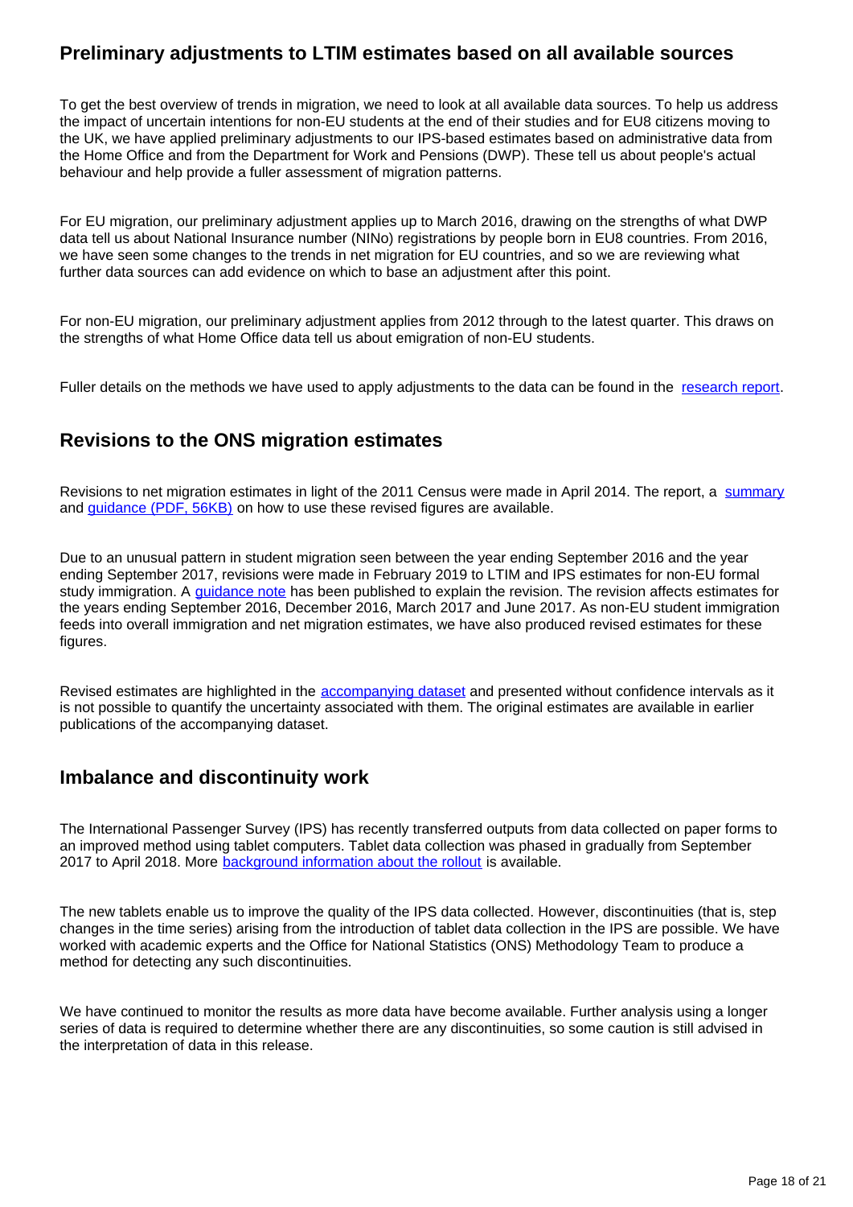## Preliminary adjustments to LTIM estimates based on all available sources

To get the best overview of trends in migration, we need to look at all available data sources. To help us address the impact of uncertain intentions for non-EU students at the end of their studies and for EU8 citizens moving to the UK, we have applied preliminary adjustments to our IPS-based estimates based on administrative data from the Home Office and from the Department for Work and Pensions (DWP). These tell us about people's actual behaviour and help provide a fuller assessment of migration patterns.

For EU migration, our preliminary adjustment applies up to March 2016, drawing on the strengths of what DWP data tell us about National Insurance number (NINo) registrations by people born in EU8 countries. From 2016, we have seen some changes to the trends in net migration for EU countries, and so we are reviewing what further data sources can add evidence on which to base an adjustment after this point.

For non-EU migration, our preliminary adjustment applies from 2012 through to the latest quarter. This draws on the strengths of what Home Office data tell us about emigration of non-EU students.

Fuller details on the methods we have used to apply adjustments to the data can be found in the research report.

## Revisions to the ONS migration estimates

Revisions to net migration estimates in light of the 2011 Census were made in April 2014. The report, a summary and guidance (PDF, 56KB) on how to use these revised figures are available.

Due to an unusual pattern in student migration seen between the year ending September 2016 and the year ending September 2017, revisions were made in February 2019 to LTIM and IPS estimates for non-EU formal study immigration. A guidance note has been published to explain the revision. The revision affects estimates for the years ending September 2016, December 2016, March 2017 and June 2017. As non-EU student immigration feeds into overall immigration and net migration estimates, we have also produced revised estimates for these figures.

Revised estimates are highlighted in the accompanying dataset and presented without confidence intervals as it is not possible to quantify the uncertainty associated with them. The original estimates are available in earlier publications of the accompanying dataset.

## Imbalance and discontinuity work

The International Passenger Survey (IPS) has recently transferred outputs from data collected on paper forms to an improved method using tablet computers. Tablet data collection was phased in gradually from September 2017 to April 2018. More background information about the rollout is available.

The new tablets enable us to improve the quality of the IPS data collected. However, discontinuities (that is, step changes in the time series) arising from the introduction of tablet data collection in the IPS are possible. We have worked with academic experts and the Office for National Statistics (ONS) Methodology Team to produce a method for detecting any such discontinuities.

We have continued to monitor the results as more data have become available. Further analysis using a longer series of data is required to determine whether there are any discontinuities, so some caution is still advised in the interpretation of data in this release.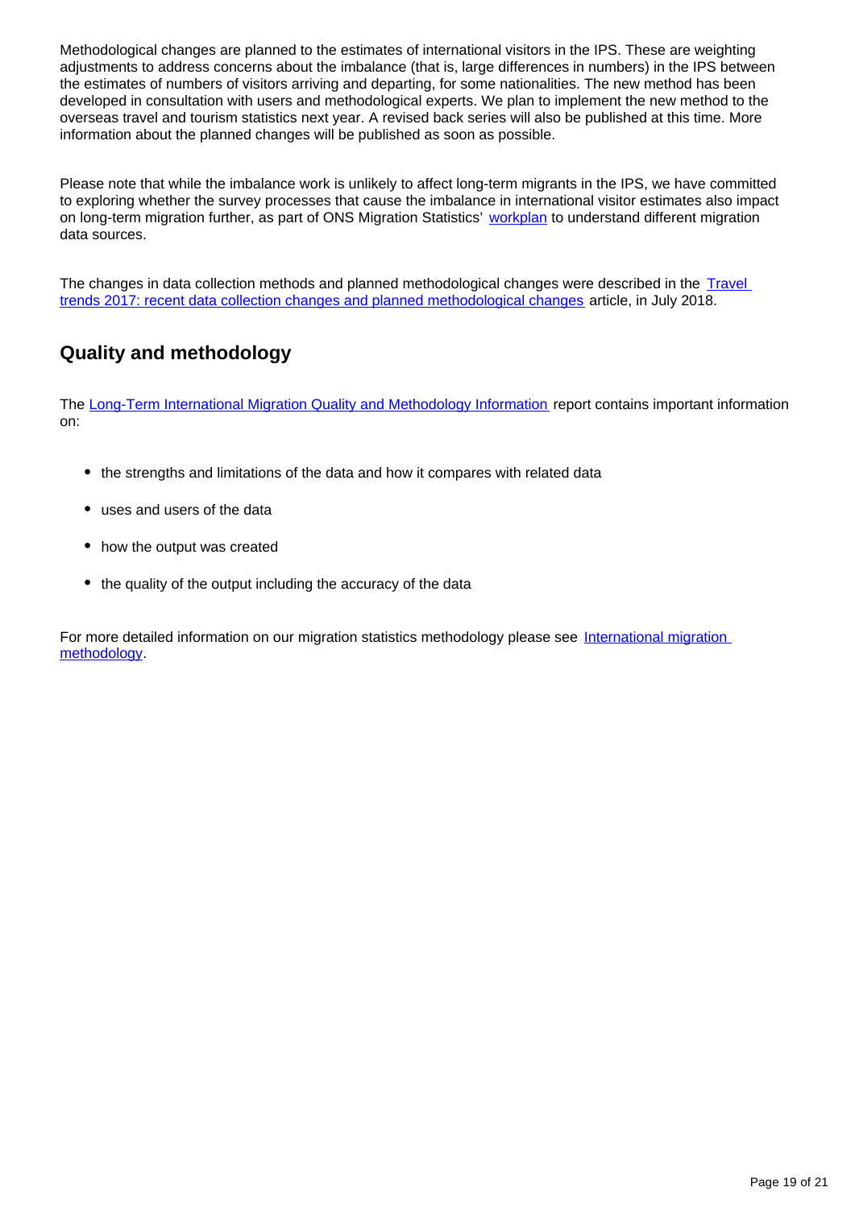Methodological changes are planned to the estimates of international visitors in the IPS. These are weighting adjustments to address concerns about the imbalance (that is, large differences in numbers) in the IPS between the estimates of numbers of visitors arriving and departing, for some nationalities. The new method has been developed in consultation with users and methodological experts. We plan to implement the new method to the overseas travel and tourism statistics next year. A revised back series will also be published at this time. More information about the planned changes will be published as soon as possible.

Please note that while the imbalance work is unlikely to affect long-term migrants in the IPS, we have committed to exploring whether the survey processes that cause the imbalance in international visitor estimates also impact on long-term migration further, as part of ONS Migration Statistics' [workplan](workplan) to understand different migration data sources.

The changes in data collection methods and planned methodological changes were described in the [Travel trends 2017: recent data collection changes and planned methodological changes](Travel trends 2017: recent data collection changes and planned methodological changes) article, in July 2018.

## Quality and methodology

The [Long-Term International Migration Quality and Methodology Information](Long-Term International Migration Quality and Methodology Information) report contains important information on:

- the strengths and limitations of the data and how it compares with related data
- uses and users of the data
- how the output was created
- the quality of the output including the accuracy of the data

For more detailed information on our migration statistics methodology please see [International migration methodology](International migration methodology).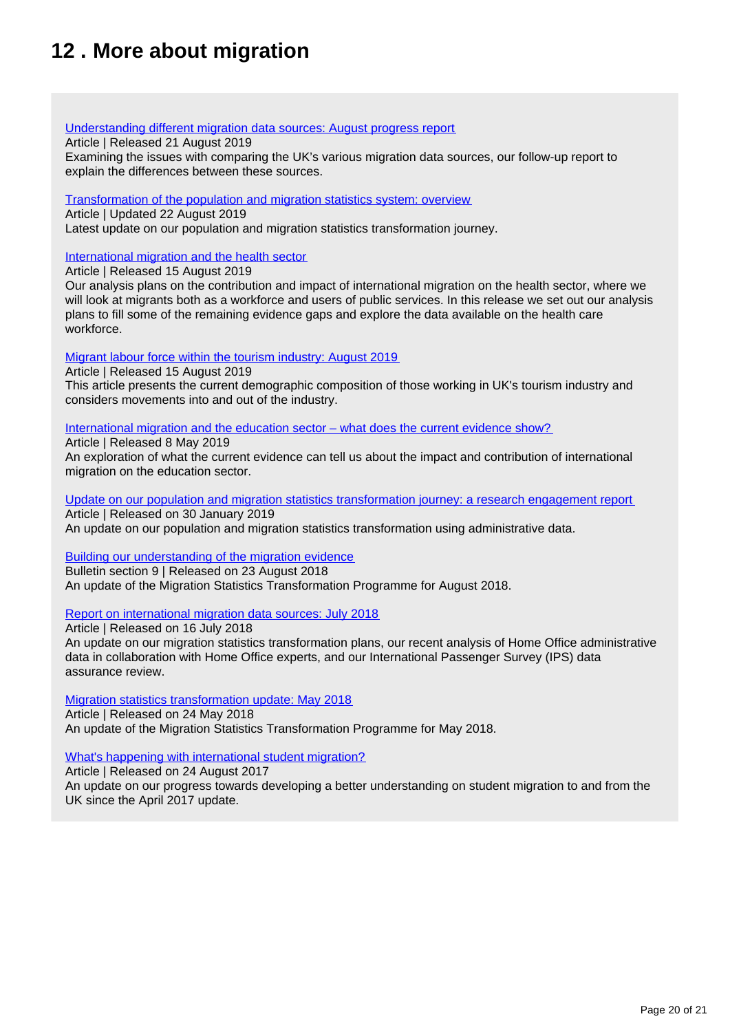## 12 . More about migration

[Understanding different migration data sources: August progress report](#)
Article | Released 21 August 2019
Examining the issues with comparing the UK's various migration data sources, our follow-up report to explain the differences between these sources.

[Transformation of the population and migration statistics system: overview](#)
Article | Updated 22 August 2019
Latest update on our population and migration statistics transformation journey.

[International migration and the health sector](#)
Article | Released 15 August 2019
Our analysis plans on the contribution and impact of international migration on the health sector, where we will look at migrants both as a workforce and users of public services. In this release we set out our analysis plans to fill some of the remaining evidence gaps and explore the data available on the health care workforce.

[Migrant labour force within the tourism industry: August 2019](#)
Article | Released 15 August 2019
This article presents the current demographic composition of those working in UK's tourism industry and considers movements into and out of the industry.

[International migration and the education sector – what does the current evidence show?](#)
Article | Released 8 May 2019
An exploration of what the current evidence can tell us about the impact and contribution of international migration on the education sector.

[Update on our population and migration statistics transformation journey: a research engagement report](#)
Article | Released on 30 January 2019
An update on our population and migration statistics transformation using administrative data.

[Building our understanding of the migration evidence](#)
Bulletin section 9 | Released on 23 August 2018
An update of the Migration Statistics Transformation Programme for August 2018.

[Report on international migration data sources: July 2018](#)
Article | Released on 16 July 2018
An update on our migration statistics transformation plans, our recent analysis of Home Office administrative data in collaboration with Home Office experts, and our International Passenger Survey (IPS) data assurance review.

[Migration statistics transformation update: May 2018](#)
Article | Released on 24 May 2018
An update of the Migration Statistics Transformation Programme for May 2018.

[What's happening with international student migration?](#)
Article | Released on 24 August 2017
An update on our progress towards developing a better understanding on student migration to and from the UK since the April 2017 update.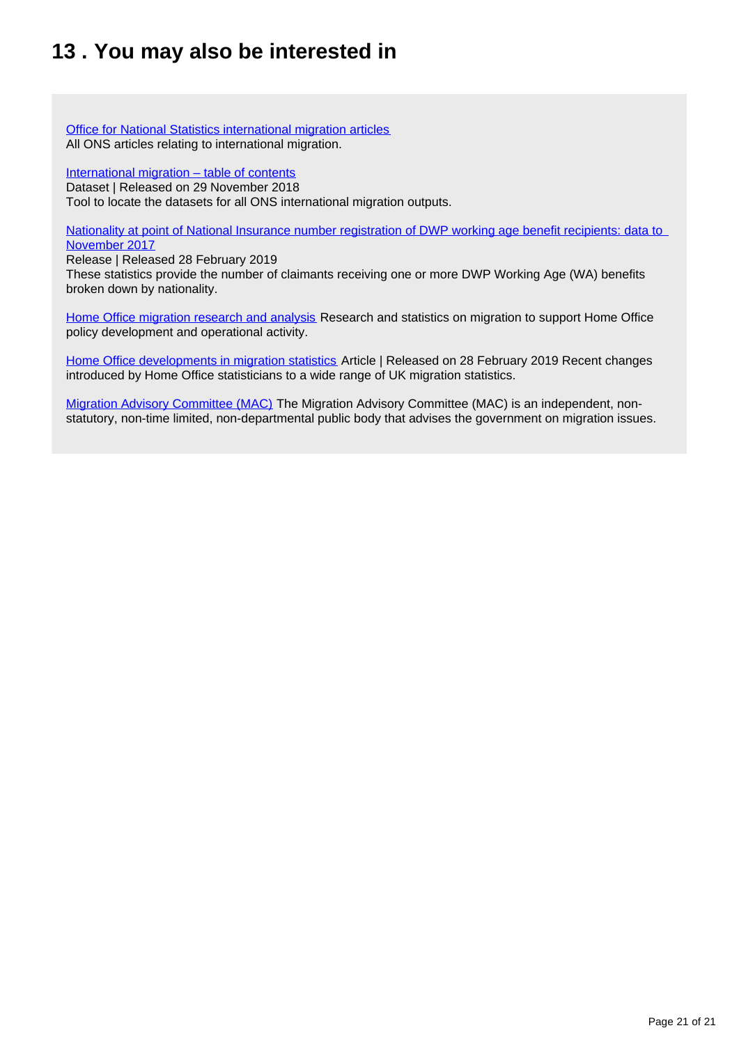## 13 . You may also be interested in

[Office for National Statistics international migration articles](#)
All ONS articles relating to international migration.

[International migration – table of contents](#)
Dataset | Released on 29 November 2018
Tool to locate the datasets for all ONS international migration outputs.

[Nationality at point of National Insurance number registration of DWP working age benefit recipients: data to November 2017](#)
Release | Released 28 February 2019
These statistics provide the number of claimants receiving one or more DWP Working Age (WA) benefits broken down by nationality.

[Home Office migration research and analysis](#) Research and statistics on migration to support Home Office policy development and operational activity.

[Home Office developments in migration statistics](#) Article | Released on 28 February 2019 Recent changes introduced by Home Office statisticians to a wide range of UK migration statistics.

[Migration Advisory Committee (MAC)](#) The Migration Advisory Committee (MAC) is an independent, non-statutory, non-time limited, non-departmental public body that advises the government on migration issues.